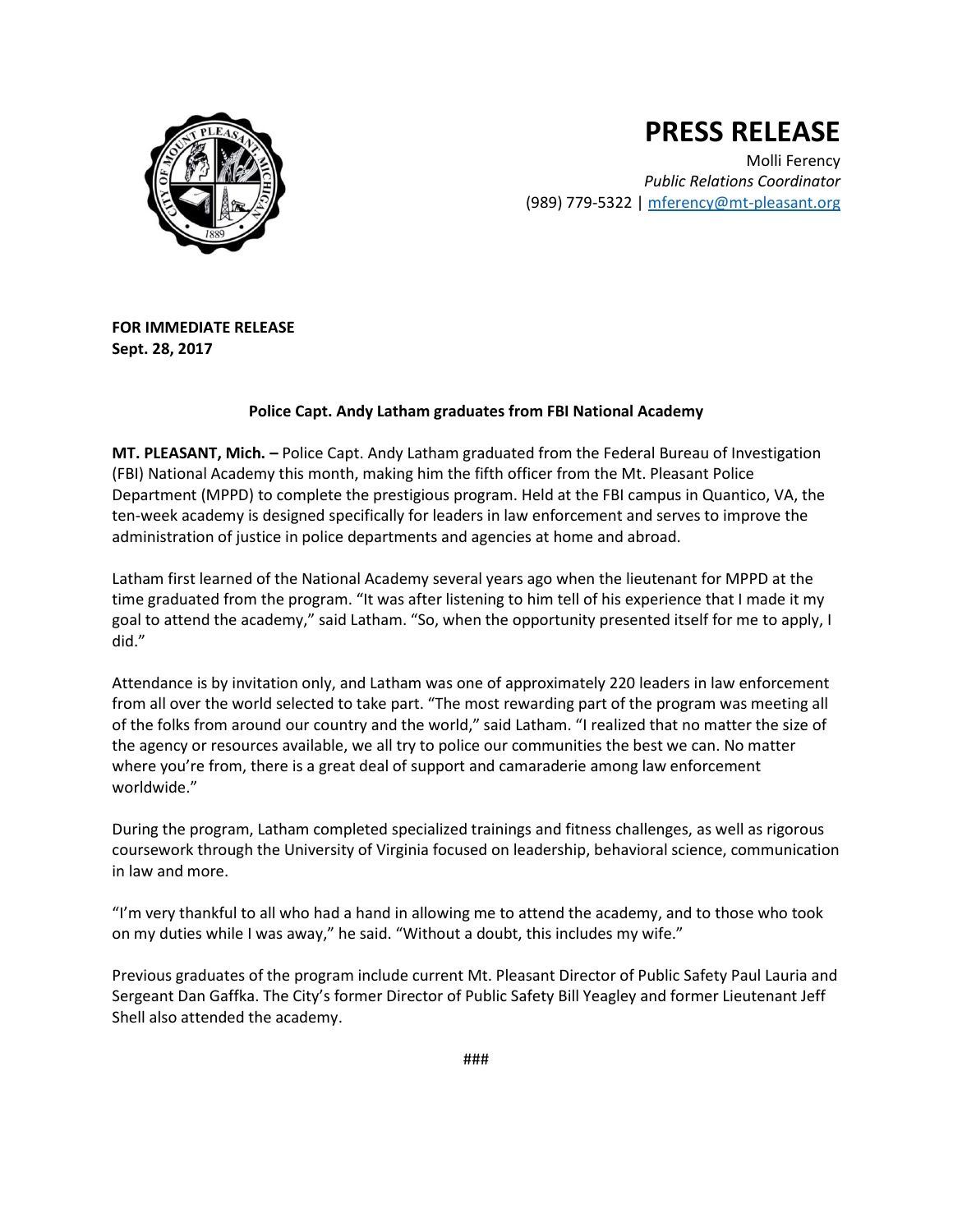# PRESS RELEASE

Molli Ferency
*Public Relations Coordinator*
(989) 779-5322 | mferency@mt-pleasant.org

**FOR IMMEDIATE RELEASE**
**Sept. 28, 2017**

**Police Capt. Andy Latham graduates from FBI National Academy**

**MT. PLEASANT, Mich. –** Police Capt. Andy Latham graduated from the Federal Bureau of Investigation (FBI) National Academy this month, making him the fifth officer from the Mt. Pleasant Police Department (MPPD) to complete the prestigious program. Held at the FBI campus in Quantico, VA, the ten-week academy is designed specifically for leaders in law enforcement and serves to improve the administration of justice in police departments and agencies at home and abroad.

Latham first learned of the National Academy several years ago when the lieutenant for MPPD at the time graduated from the program. "It was after listening to him tell of his experience that I made it my goal to attend the academy," said Latham. "So, when the opportunity presented itself for me to apply, I did."

Attendance is by invitation only, and Latham was one of approximately 220 leaders in law enforcement from all over the world selected to take part. "The most rewarding part of the program was meeting all of the folks from around our country and the world," said Latham. "I realized that no matter the size of the agency or resources available, we all try to police our communities the best we can. No matter where you're from, there is a great deal of support and camaraderie among law enforcement worldwide."

During the program, Latham completed specialized trainings and fitness challenges, as well as rigorous coursework through the University of Virginia focused on leadership, behavioral science, communication in law and more.

"I'm very thankful to all who had a hand in allowing me to attend the academy, and to those who took on my duties while I was away," he said. "Without a doubt, this includes my wife."

Previous graduates of the program include current Mt. Pleasant Director of Public Safety Paul Lauria and Sergeant Dan Gaffka. The City's former Director of Public Safety Bill Yeagley and former Lieutenant Jeff Shell also attended the academy.

###